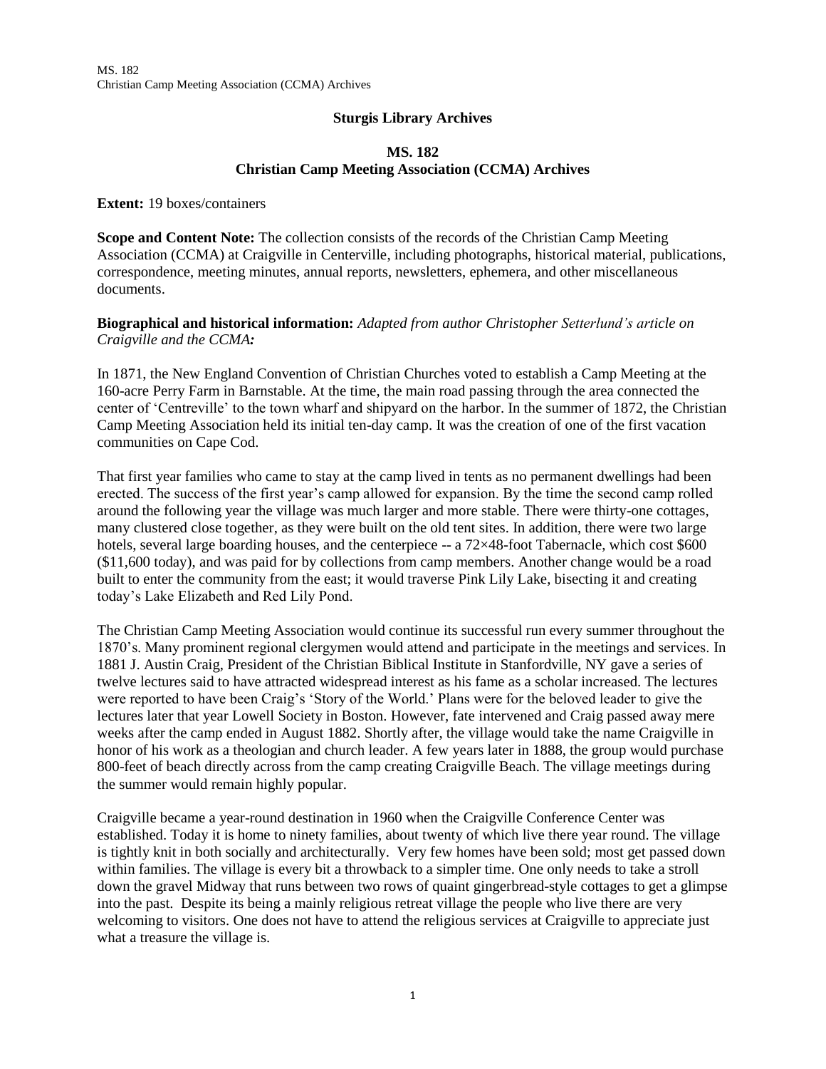## Sturgis Library Archives

### MS. 182
### Christian Camp Meeting Association (CCMA) Archives

**Extent:** 19 boxes/containers

**Scope and Content Note:** The collection consists of the records of the Christian Camp Meeting Association (CCMA) at Craigville in Centerville, including photographs, historical material, publications, correspondence, meeting minutes, annual reports, newsletters, ephemera, and other miscellaneous documents.

**Biographical and historical information:** *Adapted from author Christopher Setterlund's article on Craigville and the CCMA:*

In 1871, the New England Convention of Christian Churches voted to establish a Camp Meeting at the 160-acre Perry Farm in Barnstable. At the time, the main road passing through the area connected the center of 'Centreville' to the town wharf and shipyard on the harbor. In the summer of 1872, the Christian Camp Meeting Association held its initial ten-day camp. It was the creation of one of the first vacation communities on Cape Cod.

That first year families who came to stay at the camp lived in tents as no permanent dwellings had been erected. The success of the first year's camp allowed for expansion. By the time the second camp rolled around the following year the village was much larger and more stable. There were thirty-one cottages, many clustered close together, as they were built on the old tent sites. In addition, there were two large hotels, several large boarding houses, and the centerpiece -- a 72×48-foot Tabernacle, which cost $600 ($11,600 today), and was paid for by collections from camp members. Another change would be a road built to enter the community from the east; it would traverse Pink Lily Lake, bisecting it and creating today's Lake Elizabeth and Red Lily Pond.

The Christian Camp Meeting Association would continue its successful run every summer throughout the 1870's. Many prominent regional clergymen would attend and participate in the meetings and services. In 1881 J. Austin Craig, President of the Christian Biblical Institute in Stanfordville, NY gave a series of twelve lectures said to have attracted widespread interest as his fame as a scholar increased. The lectures were reported to have been Craig's 'Story of the World.' Plans were for the beloved leader to give the lectures later that year Lowell Society in Boston. However, fate intervened and Craig passed away mere weeks after the camp ended in August 1882. Shortly after, the village would take the name Craigville in honor of his work as a theologian and church leader. A few years later in 1888, the group would purchase 800-feet of beach directly across from the camp creating Craigville Beach. The village meetings during the summer would remain highly popular.

Craigville became a year-round destination in 1960 when the Craigville Conference Center was established. Today it is home to ninety families, about twenty of which live there year round. The village is tightly knit in both socially and architecturally. Very few homes have been sold; most get passed down within families. The village is every bit a throwback to a simpler time. One only needs to take a stroll down the gravel Midway that runs between two rows of quaint gingerbread-style cottages to get a glimpse into the past. Despite its being a mainly religious retreat village the people who live there are very welcoming to visitors. One does not have to attend the religious services at Craigville to appreciate just what a treasure the village is.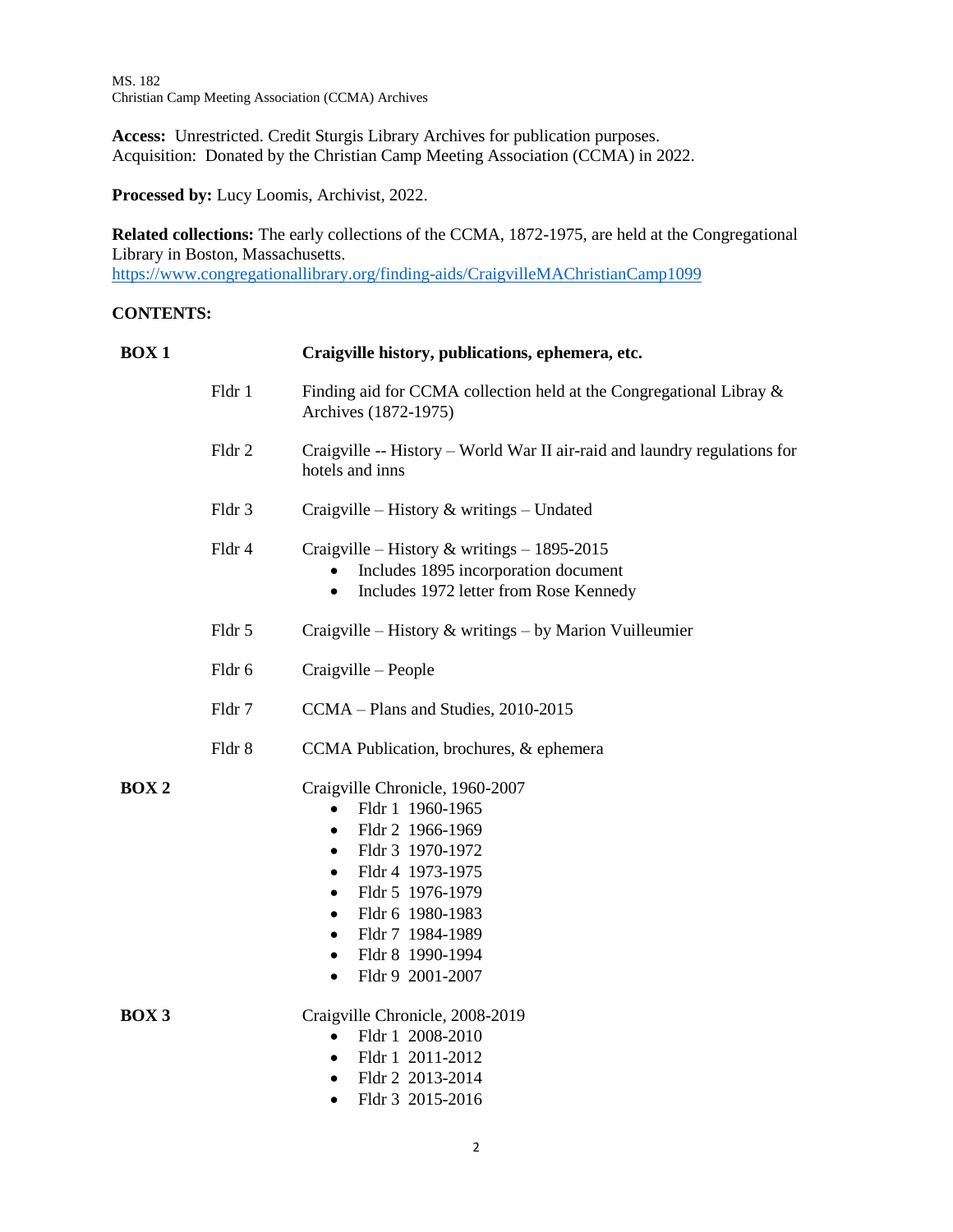MS. 182
Christian Camp Meeting Association (CCMA) Archives

**Access:** Unrestricted. Credit Sturgis Library Archives for publication purposes.
Acquisition: Donated by the Christian Camp Meeting Association (CCMA) in 2022.

**Processed by:** Lucy Loomis, Archivist, 2022.

**Related collections:** The early collections of the CCMA, 1872-1975, are held at the Congregational Library in Boston, Massachusetts.
https://www.congregationallibrary.org/finding-aids/CraigvilleMAChristianCamp1099

**CONTENTS:**

**BOX 1** — **Craigville history, publications, ephemera, etc.**

- Fldr 1 — Finding aid for CCMA collection held at the Congregational Libray & Archives (1872-1975)
- Fldr 2 — Craigville -- History – World War II air-raid and laundry regulations for hotels and inns
- Fldr 3 — Craigville – History & writings – Undated
- Fldr 4 — Craigville – History & writings – 1895-2015
  - Includes 1895 incorporation document
  - Includes 1972 letter from Rose Kennedy
- Fldr 5 — Craigville – History & writings – by Marion Vuilleumier
- Fldr 6 — Craigville – People
- Fldr 7 — CCMA – Plans and Studies, 2010-2015
- Fldr 8 — CCMA Publication, brochures, & ephemera

**BOX 2** — Craigville Chronicle, 1960-2007

- Fldr 1 1960-1965
- Fldr 2 1966-1969
- Fldr 3 1970-1972
- Fldr 4 1973-1975
- Fldr 5 1976-1979
- Fldr 6 1980-1983
- Fldr 7 1984-1989
- Fldr 8 1990-1994
- Fldr 9 2001-2007

**BOX 3** — Craigville Chronicle, 2008-2019

- Fldr 1 2008-2010
- Fldr 1 2011-2012
- Fldr 2 2013-2014
- Fldr 3 2015-2016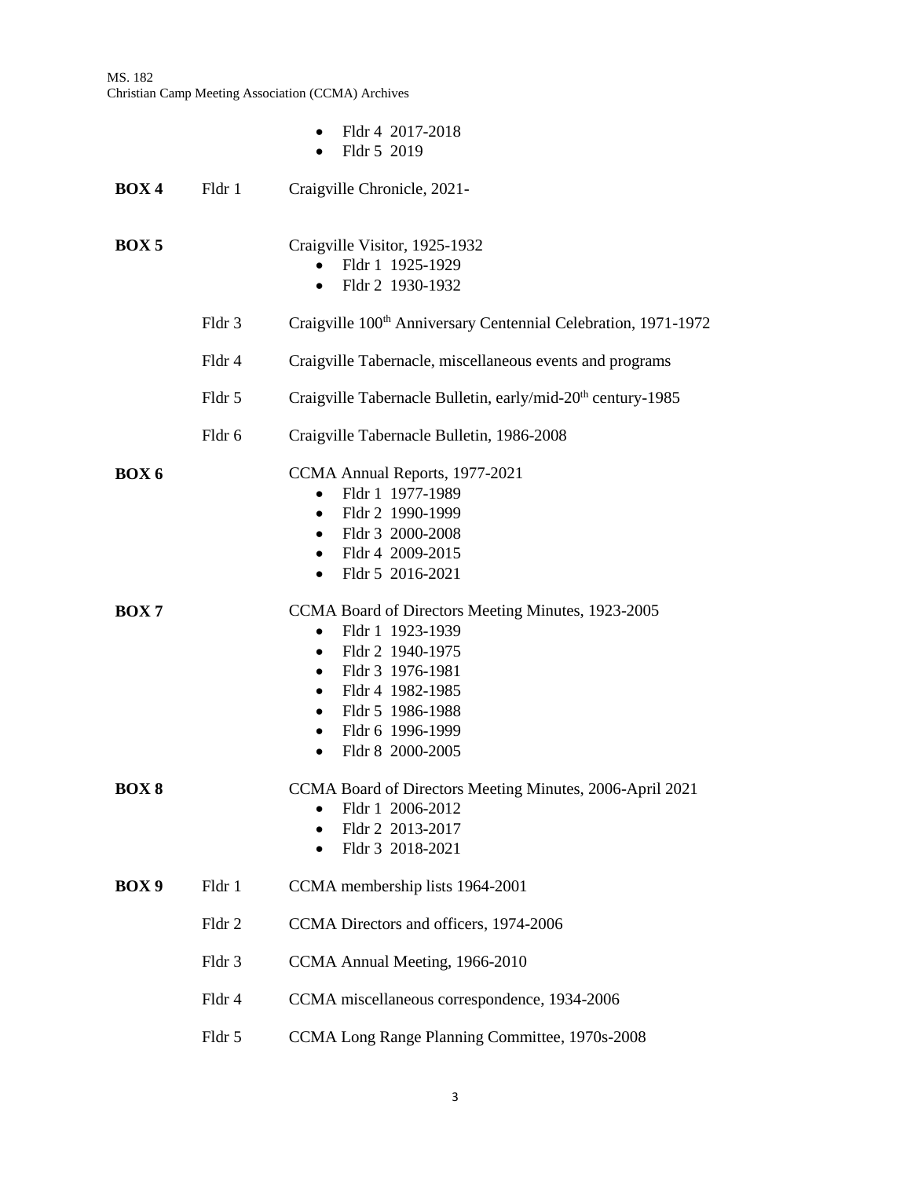- Fldr 4 2017-2018
- Fldr 5 2019

| | | |
|---|---|---|
| **BOX 4** | Fldr 1 | Craigville Chronicle, 2021- |
| **BOX 5** | | Craigville Visitor, 1925-1932<br>• Fldr 1 1925-1929<br>• Fldr 2 1930-1932 |
| | Fldr 3 | Craigville 100th Anniversary Centennial Celebration, 1971-1972 |
| | Fldr 4 | Craigville Tabernacle, miscellaneous events and programs |
| | Fldr 5 | Craigville Tabernacle Bulletin, early/mid-20th century-1985 |
| | Fldr 6 | Craigville Tabernacle Bulletin, 1986-2008 |
| **BOX 6** | | CCMA Annual Reports, 1977-2021<br>• Fldr 1 1977-1989<br>• Fldr 2 1990-1999<br>• Fldr 3 2000-2008<br>• Fldr 4 2009-2015<br>• Fldr 5 2016-2021 |
| **BOX 7** | | CCMA Board of Directors Meeting Minutes, 1923-2005<br>• Fldr 1 1923-1939<br>• Fldr 2 1940-1975<br>• Fldr 3 1976-1981<br>• Fldr 4 1982-1985<br>• Fldr 5 1986-1988<br>• Fldr 6 1996-1999<br>• Fldr 8 2000-2005 |
| **BOX 8** | | CCMA Board of Directors Meeting Minutes, 2006-April 2021<br>• Fldr 1 2006-2012<br>• Fldr 2 2013-2017<br>• Fldr 3 2018-2021 |
| **BOX 9** | Fldr 1 | CCMA membership lists 1964-2001 |
| | Fldr 2 | CCMA Directors and officers, 1974-2006 |
| | Fldr 3 | CCMA Annual Meeting, 1966-2010 |
| | Fldr 4 | CCMA miscellaneous correspondence, 1934-2006 |
| | Fldr 5 | CCMA Long Range Planning Committee, 1970s-2008 |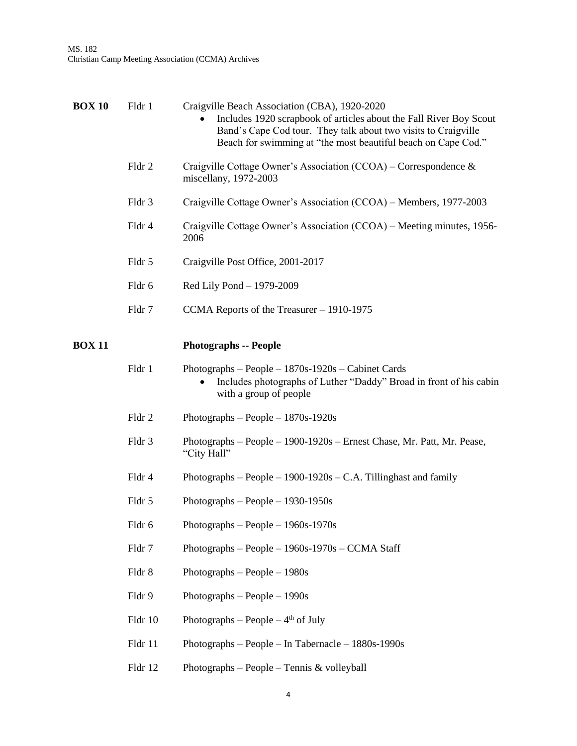**BOX 10**

Fldr 1 Craigville Beach Association (CBA), 1920-2020

- Includes 1920 scrapbook of articles about the Fall River Boy Scout Band's Cape Cod tour. They talk about two visits to Craigville Beach for swimming at "the most beautiful beach on Cape Cod."

Fldr 2 Craigville Cottage Owner's Association (CCOA) – Correspondence & miscellany, 1972-2003

Fldr 3 Craigville Cottage Owner's Association (CCOA) – Members, 1977-2003

Fldr 4 Craigville Cottage Owner's Association (CCOA) – Meeting minutes, 1956-2006

Fldr 5 Craigville Post Office, 2001-2017

Fldr 6 Red Lily Pond – 1979-2009

Fldr 7 CCMA Reports of the Treasurer – 1910-1975

**BOX 11** **Photographs -- People**

Fldr 1 Photographs – People – 1870s-1920s – Cabinet Cards

- Includes photographs of Luther "Daddy" Broad in front of his cabin with a group of people

Fldr 2 Photographs – People – 1870s-1920s

Fldr 3 Photographs – People – 1900-1920s – Ernest Chase, Mr. Patt, Mr. Pease, "City Hall"

Fldr 4 Photographs – People – 1900-1920s – C.A. Tillinghast and family

Fldr 5 Photographs – People – 1930-1950s

Fldr 6 Photographs – People – 1960s-1970s

Fldr 7 Photographs – People – 1960s-1970s – CCMA Staff

Fldr 8 Photographs – People – 1980s

Fldr 9 Photographs – People – 1990s

Fldr 10 Photographs – People – 4th of July

Fldr 11 Photographs – People – In Tabernacle – 1880s-1990s

Fldr 12 Photographs – People – Tennis & volleyball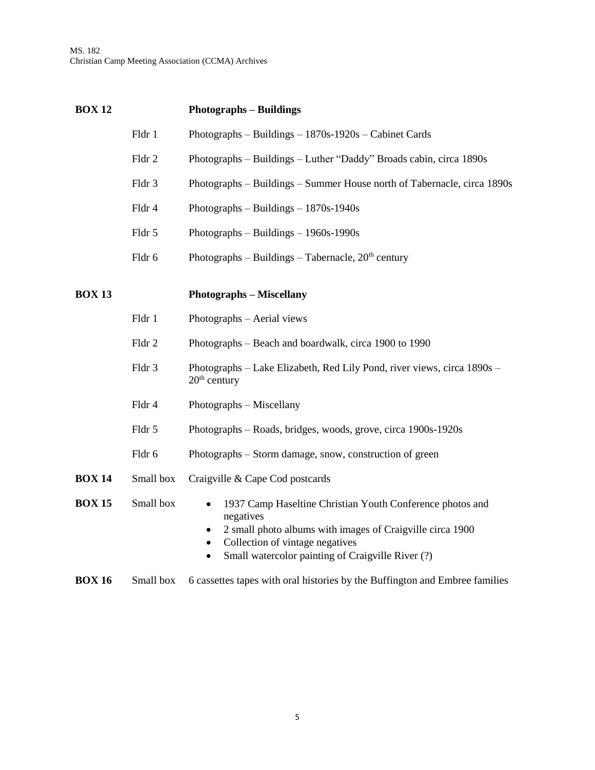| | | |
|---|---|---|
| **BOX 12** | | **Photographs – Buildings** |
| | Fldr 1 | Photographs – Buildings – 1870s-1920s – Cabinet Cards |
| | Fldr 2 | Photographs – Buildings – Luther "Daddy" Broads cabin, circa 1890s |
| | Fldr 3 | Photographs – Buildings – Summer House north of Tabernacle, circa 1890s |
| | Fldr 4 | Photographs – Buildings – 1870s-1940s |
| | Fldr 5 | Photographs – Buildings – 1960s-1990s |
| | Fldr 6 | Photographs – Buildings – Tabernacle, 20th century |
| **BOX 13** | | **Photographs – Miscellany** |
| | Fldr 1 | Photographs – Aerial views |
| | Fldr 2 | Photographs – Beach and boardwalk, circa 1900 to 1990 |
| | Fldr 3 | Photographs – Lake Elizabeth, Red Lily Pond, river views, circa 1890s – 20th century |
| | Fldr 4 | Photographs – Miscellany |
| | Fldr 5 | Photographs – Roads, bridges, woods, grove, circa 1900s-1920s |
| | Fldr 6 | Photographs – Storm damage, snow, construction of green |
| **BOX 14** | Small box | Craigville & Cape Cod postcards |
| **BOX 15** | Small box | • 1937 Camp Haseltine Christian Youth Conference photos and negatives<br>• 2 small photo albums with images of Craigville circa 1900<br>• Collection of vintage negatives<br>• Small watercolor painting of Craigville River (?) |
| **BOX 16** | Small box | 6 cassettes tapes with oral histories by the Buffington and Embree families |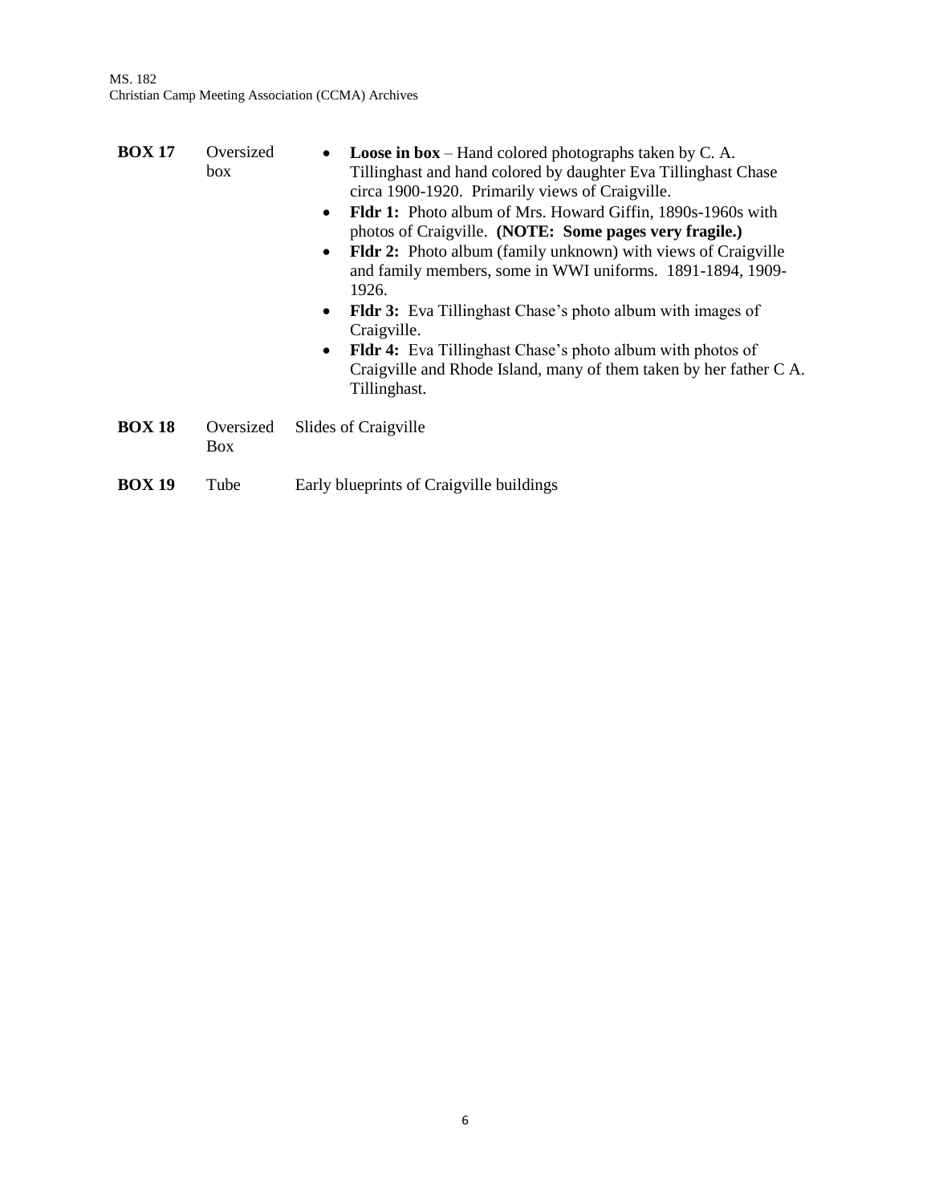| | | |
|---|---|---|
| **BOX 17** | Oversized box | • **Loose in box** – Hand colored photographs taken by C. A. Tillinghast and hand colored by daughter Eva Tillinghast Chase circa 1900-1920. Primarily views of Craigville.<br>• **Fldr 1:** Photo album of Mrs. Howard Giffin, 1890s-1960s with photos of Craigville. **(NOTE: Some pages very fragile.)**<br>• **Fldr 2:** Photo album (family unknown) with views of Craigville and family members, some in WWI uniforms. 1891-1894, 1909-1926.<br>• **Fldr 3:** Eva Tillinghast Chase's photo album with images of Craigville.<br>• **Fldr 4:** Eva Tillinghast Chase's photo album with photos of Craigville and Rhode Island, many of them taken by her father C A. Tillinghast. |
| **BOX 18** | Oversized Box | Slides of Craigville |
| **BOX 19** | Tube | Early blueprints of Craigville buildings |